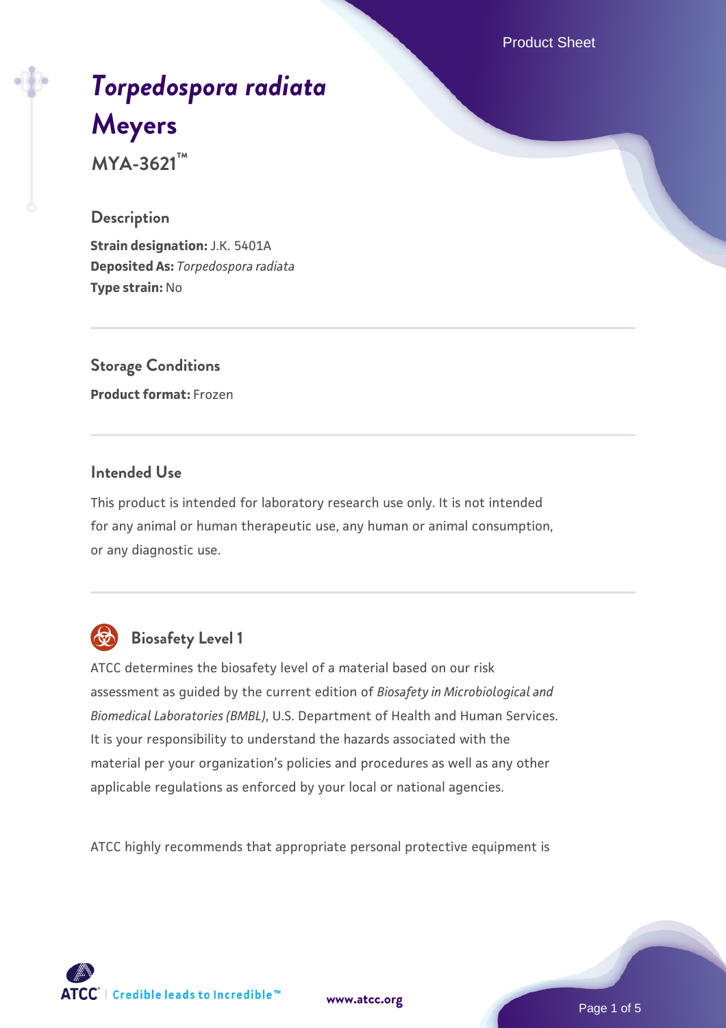# *Torpedospora radiata* Meyers

**MYA-3621™**

## Description

**Strain designation:** J.K. 5401A
**Deposited As:** *Torpedospora radiata*
**Type strain:** No

## Storage Conditions

**Product format:** Frozen

## Intended Use

This product is intended for laboratory research use only. It is not intended for any animal or human therapeutic use, any human or animal consumption, or any diagnostic use.

## Biosafety Level 1

ATCC determines the biosafety level of a material based on our risk assessment as guided by the current edition of *Biosafety in Microbiological and Biomedical Laboratories (BMBL)*, U.S. Department of Health and Human Services. It is your responsibility to understand the hazards associated with the material per your organization's policies and procedures as well as any other applicable regulations as enforced by your local or national agencies.

ATCC highly recommends that appropriate personal protective equipment is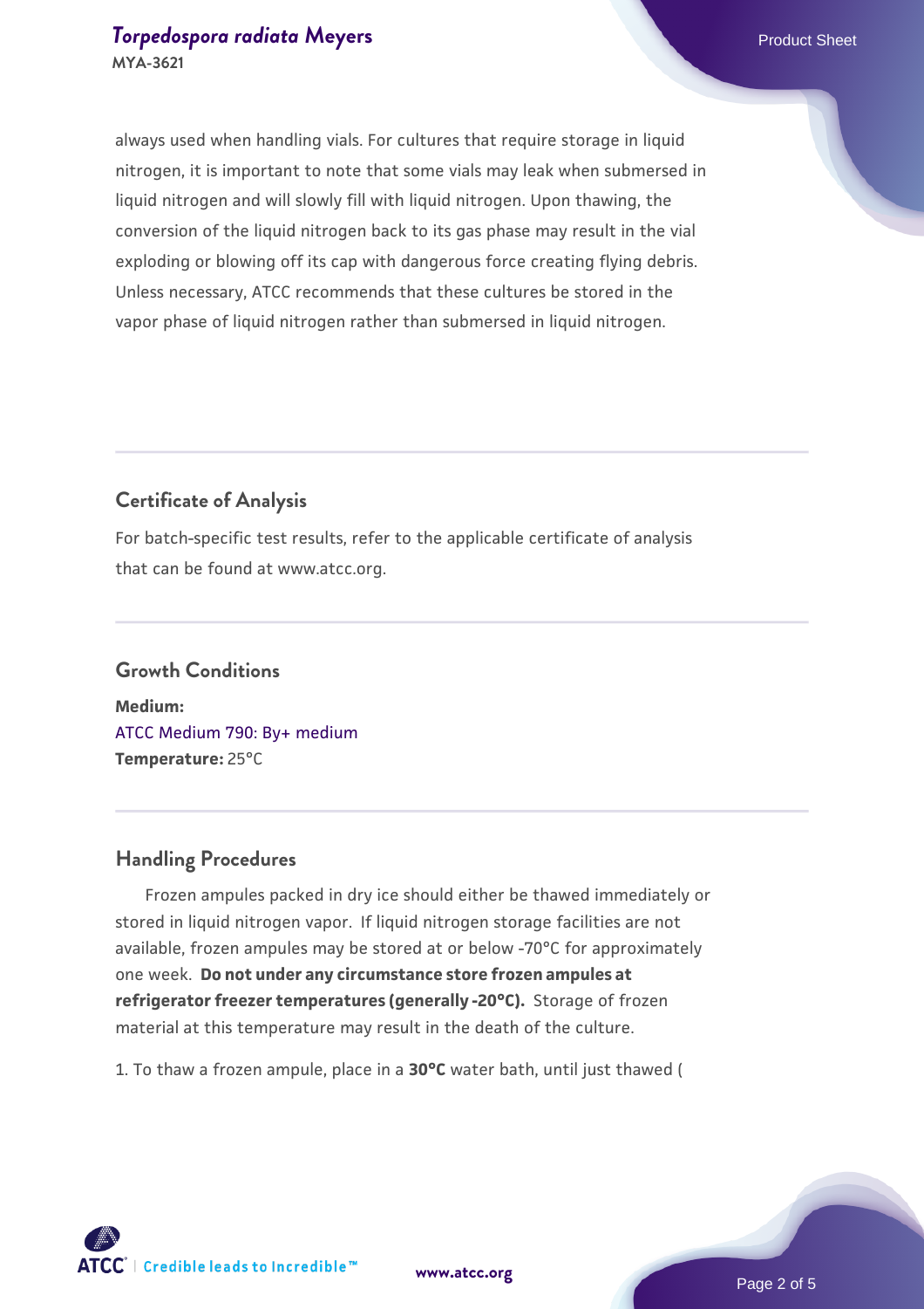always used when handling vials. For cultures that require storage in liquid nitrogen, it is important to note that some vials may leak when submersed in liquid nitrogen and will slowly fill with liquid nitrogen. Upon thawing, the conversion of the liquid nitrogen back to its gas phase may result in the vial exploding or blowing off its cap with dangerous force creating flying debris. Unless necessary, ATCC recommends that these cultures be stored in the vapor phase of liquid nitrogen rather than submersed in liquid nitrogen.

## Certificate of Analysis

For batch-specific test results, refer to the applicable certificate of analysis that can be found at www.atcc.org.

## Growth Conditions

**Medium:**
ATCC Medium 790: By+ medium
**Temperature:** 25°C

## Handling Procedures

Frozen ampules packed in dry ice should either be thawed immediately or stored in liquid nitrogen vapor. If liquid nitrogen storage facilities are not available, frozen ampules may be stored at or below -70°C for approximately one week. **Do not under any circumstance store frozen ampules at refrigerator freezer temperatures (generally -20°C).** Storage of frozen material at this temperature may result in the death of the culture.

1. To thaw a frozen ampule, place in a **30°C** water bath, until just thawed (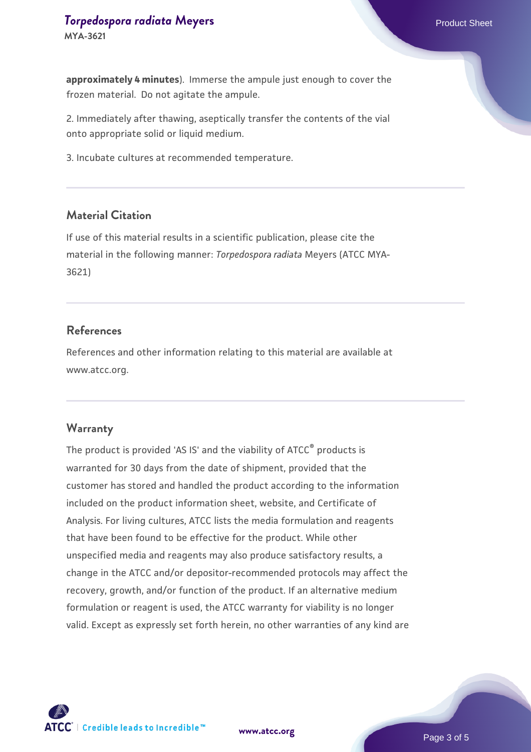**approximately 4 minutes**). Immerse the ampule just enough to cover the frozen material. Do not agitate the ampule.

2. Immediately after thawing, aseptically transfer the contents of the vial onto appropriate solid or liquid medium.

3. Incubate cultures at recommended temperature.

## Material Citation

If use of this material results in a scientific publication, please cite the material in the following manner: *Torpedospora radiata* Meyers (ATCC MYA-3621)

## References

References and other information relating to this material are available at www.atcc.org.

## Warranty

The product is provided 'AS IS' and the viability of ATCC® products is warranted for 30 days from the date of shipment, provided that the customer has stored and handled the product according to the information included on the product information sheet, website, and Certificate of Analysis. For living cultures, ATCC lists the media formulation and reagents that have been found to be effective for the product. While other unspecified media and reagents may also produce satisfactory results, a change in the ATCC and/or depositor-recommended protocols may affect the recovery, growth, and/or function of the product. If an alternative medium formulation or reagent is used, the ATCC warranty for viability is no longer valid. Except as expressly set forth herein, no other warranties of any kind are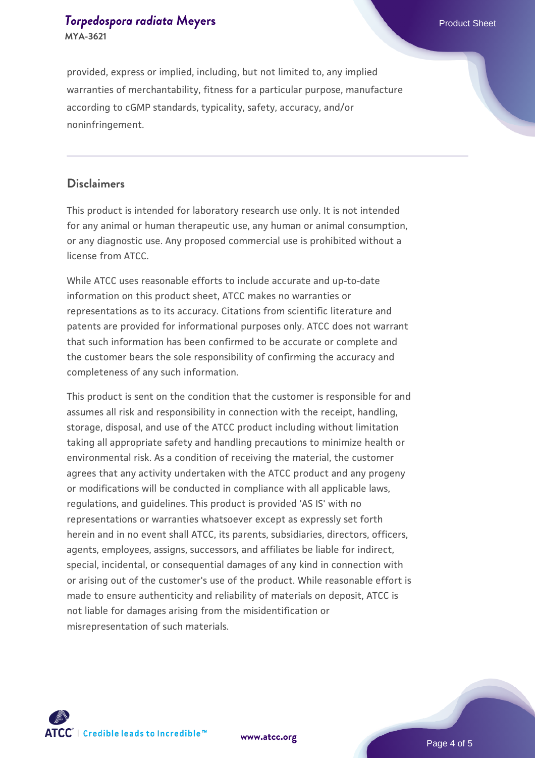provided, express or implied, including, but not limited to, any implied warranties of merchantability, fitness for a particular purpose, manufacture according to cGMP standards, typicality, safety, accuracy, and/or noninfringement.

## Disclaimers

This product is intended for laboratory research use only. It is not intended for any animal or human therapeutic use, any human or animal consumption, or any diagnostic use. Any proposed commercial use is prohibited without a license from ATCC.

While ATCC uses reasonable efforts to include accurate and up-to-date information on this product sheet, ATCC makes no warranties or representations as to its accuracy. Citations from scientific literature and patents are provided for informational purposes only. ATCC does not warrant that such information has been confirmed to be accurate or complete and the customer bears the sole responsibility of confirming the accuracy and completeness of any such information.

This product is sent on the condition that the customer is responsible for and assumes all risk and responsibility in connection with the receipt, handling, storage, disposal, and use of the ATCC product including without limitation taking all appropriate safety and handling precautions to minimize health or environmental risk. As a condition of receiving the material, the customer agrees that any activity undertaken with the ATCC product and any progeny or modifications will be conducted in compliance with all applicable laws, regulations, and guidelines. This product is provided 'AS IS' with no representations or warranties whatsoever except as expressly set forth herein and in no event shall ATCC, its parents, subsidiaries, directors, officers, agents, employees, assigns, successors, and affiliates be liable for indirect, special, incidental, or consequential damages of any kind in connection with or arising out of the customer's use of the product. While reasonable effort is made to ensure authenticity and reliability of materials on deposit, ATCC is not liable for damages arising from the misidentification or misrepresentation of such materials.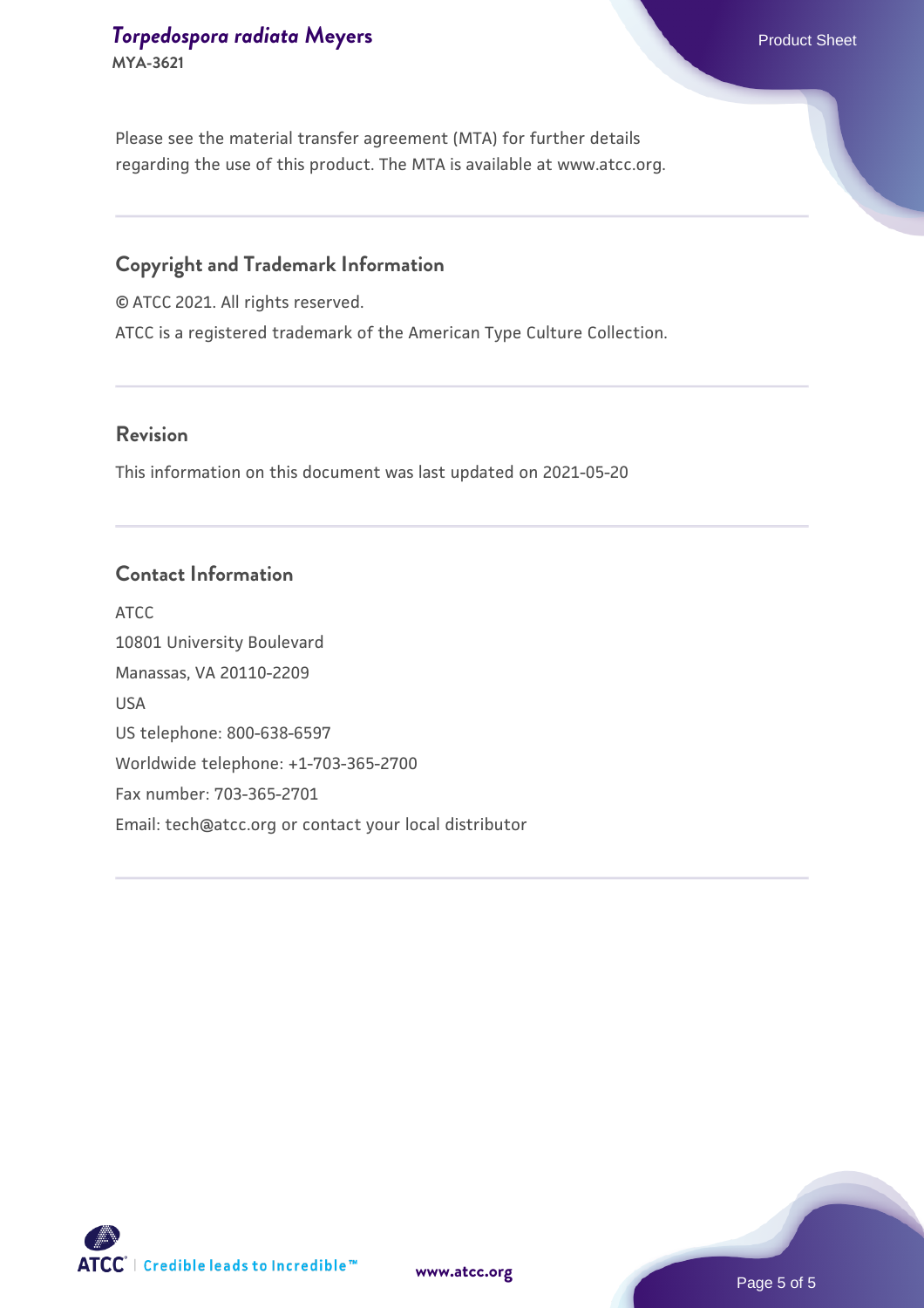Please see the material transfer agreement (MTA) for further details regarding the use of this product. The MTA is available at www.atcc.org.

## Copyright and Trademark Information

© ATCC 2021. All rights reserved.

ATCC is a registered trademark of the American Type Culture Collection.

## Revision

This information on this document was last updated on 2021-05-20

## Contact Information

ATCC
10801 University Boulevard
Manassas, VA 20110-2209
USA
US telephone: 800-638-6597
Worldwide telephone: +1-703-365-2700
Fax number: 703-365-2701
Email: tech@atcc.org or contact your local distributor